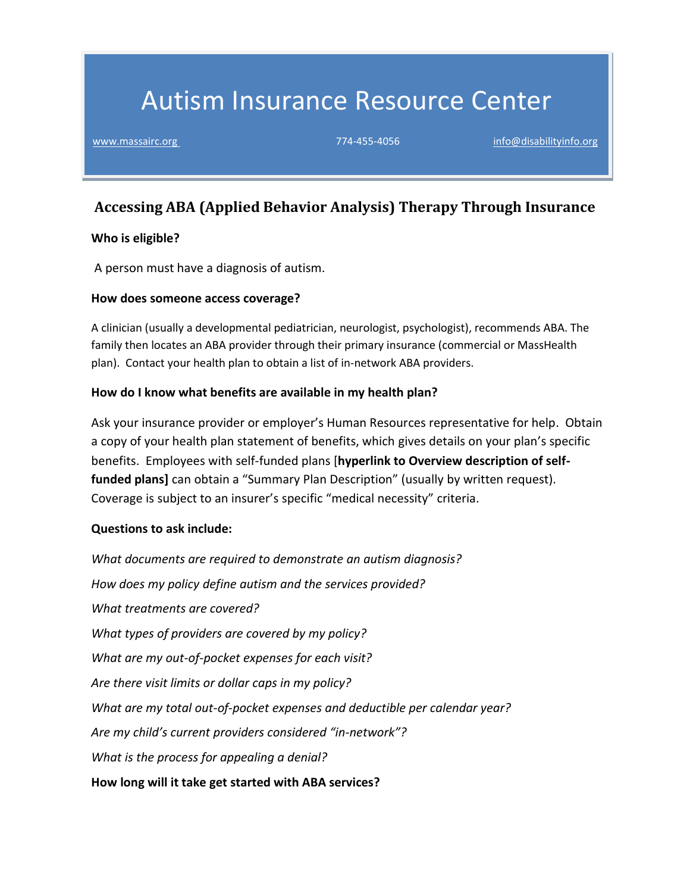# Autism Insurance Resource Center

www.massairc.org 774-455-4056 info@disabilityinfo.org

## Accessing ABA (Applied Behavior Analysis) Therapy Through Insurance

**Who is eligible?**

A person must have a diagnosis of autism.

**How does someone access coverage?**

A clinician (usually a developmental pediatrician, neurologist, psychologist), recommends ABA. The family then locates an ABA provider through their primary insurance (commercial or MassHealth plan). Contact your health plan to obtain a list of in-network ABA providers.

**How do I know what benefits are available in my health plan?**

Ask your insurance provider or employer's Human Resources representative for help. Obtain a copy of your health plan statement of benefits, which gives details on your plan's specific benefits. Employees with self-funded plans [**hyperlink to Overview description of self-funded plans]** can obtain a "Summary Plan Description" (usually by written request). Coverage is subject to an insurer's specific "medical necessity" criteria.

**Questions to ask include:**

*What documents are required to demonstrate an autism diagnosis?*

*How does my policy define autism and the services provided?*

*What treatments are covered?*

*What types of providers are covered by my policy?*

*What are my out-of-pocket expenses for each visit?*

*Are there visit limits or dollar caps in my policy?*

*What are my total out-of-pocket expenses and deductible per calendar year?*

*Are my child's current providers considered "in-network"?*

*What is the process for appealing a denial?*

**How long will it take get started with ABA services?**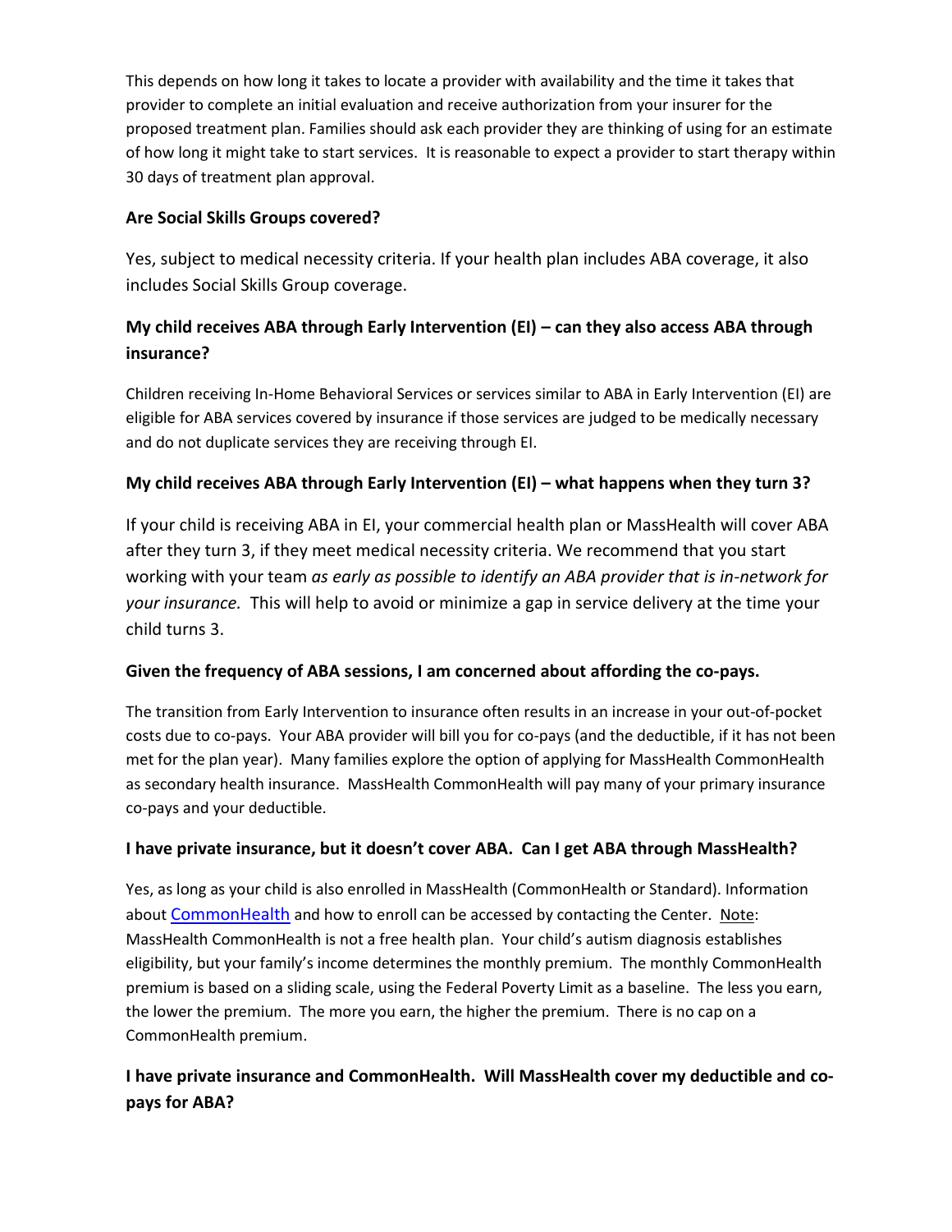This depends on how long it takes to locate a provider with availability and the time it takes that provider to complete an initial evaluation and receive authorization from your insurer for the proposed treatment plan. Families should ask each provider they are thinking of using for an estimate of how long it might take to start services. It is reasonable to expect a provider to start therapy within 30 days of treatment plan approval.

**Are Social Skills Groups covered?**

Yes, subject to medical necessity criteria. If your health plan includes ABA coverage, it also includes Social Skills Group coverage.

**My child receives ABA through Early Intervention (EI) – can they also access ABA through insurance?**

Children receiving In-Home Behavioral Services or services similar to ABA in Early Intervention (EI) are eligible for ABA services covered by insurance if those services are judged to be medically necessary and do not duplicate services they are receiving through EI.

**My child receives ABA through Early Intervention (EI) – what happens when they turn 3?**

If your child is receiving ABA in EI, your commercial health plan or MassHealth will cover ABA after they turn 3, if they meet medical necessity criteria. We recommend that you start working with your team *as early as possible to identify an ABA provider that is in-network for your insurance.* This will help to avoid or minimize a gap in service delivery at the time your child turns 3.

**Given the frequency of ABA sessions, I am concerned about affording the co-pays.**

The transition from Early Intervention to insurance often results in an increase in your out-of-pocket costs due to co-pays. Your ABA provider will bill you for co-pays (and the deductible, if it has not been met for the plan year). Many families explore the option of applying for MassHealth CommonHealth as secondary health insurance. MassHealth CommonHealth will pay many of your primary insurance co-pays and your deductible.

**I have private insurance, but it doesn't cover ABA. Can I get ABA through MassHealth?**

Yes, as long as your child is also enrolled in MassHealth (CommonHealth or Standard). Information about CommonHealth and how to enroll can be accessed by contacting the Center. Note: MassHealth CommonHealth is not a free health plan. Your child's autism diagnosis establishes eligibility, but your family's income determines the monthly premium. The monthly CommonHealth premium is based on a sliding scale, using the Federal Poverty Limit as a baseline. The less you earn, the lower the premium. The more you earn, the higher the premium. There is no cap on a CommonHealth premium.

**I have private insurance and CommonHealth. Will MassHealth cover my deductible and co-pays for ABA?**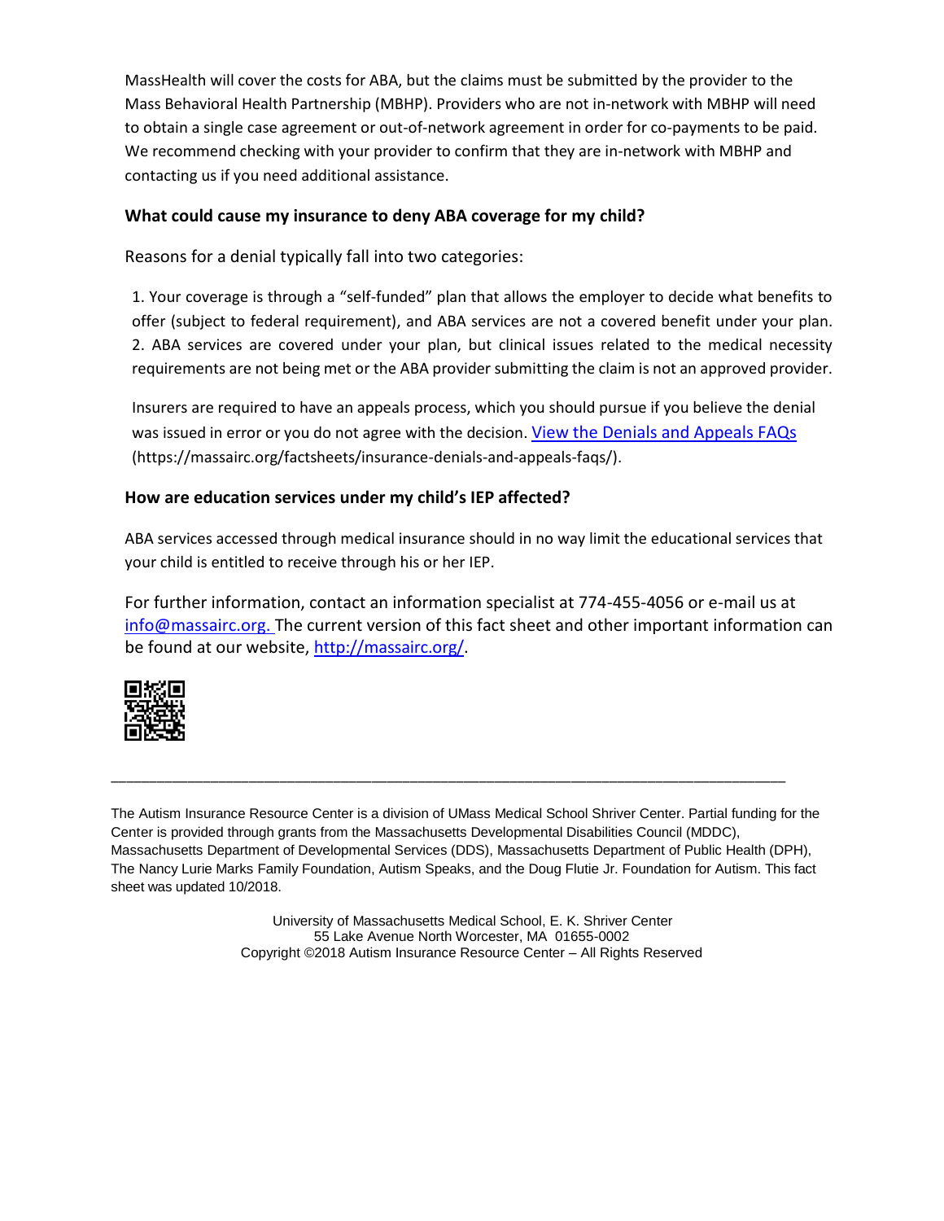MassHealth will cover the costs for ABA, but the claims must be submitted by the provider to the Mass Behavioral Health Partnership (MBHP). Providers who are not in-network with MBHP will need to obtain a single case agreement or out-of-network agreement in order for co-payments to be paid. We recommend checking with your provider to confirm that they are in-network with MBHP and contacting us if you need additional assistance.

### What could cause my insurance to deny ABA coverage for my child?

Reasons for a denial typically fall into two categories:

1. Your coverage is through a "self-funded" plan that allows the employer to decide what benefits to offer (subject to federal requirement), and ABA services are not a covered benefit under your plan.
2. ABA services are covered under your plan, but clinical issues related to the medical necessity requirements are not being met or the ABA provider submitting the claim is not an approved provider.

Insurers are required to have an appeals process, which you should pursue if you believe the denial was issued in error or you do not agree with the decision. [View the Denials and Appeals FAQs](https://massairc.org/factsheets/insurance-denials-and-appeals-faqs/) (https://massairc.org/factsheets/insurance-denials-and-appeals-faqs/).

### How are education services under my child's IEP affected?

ABA services accessed through medical insurance should in no way limit the educational services that your child is entitled to receive through his or her IEP.

For further information, contact an information specialist at 774-455-4056 or e-mail us at [info@massairc.org.](mailto:info@massairc.org) The current version of this fact sheet and other important information can be found at our website, [http://massairc.org/](http://massairc.org/).

---

The Autism Insurance Resource Center is a division of UMass Medical School Shriver Center. Partial funding for the Center is provided through grants from the Massachusetts Developmental Disabilities Council (MDDC), Massachusetts Department of Developmental Services (DDS), Massachusetts Department of Public Health (DPH), The Nancy Lurie Marks Family Foundation, Autism Speaks, and the Doug Flutie Jr. Foundation for Autism. This fact sheet was updated 10/2018.

University of Massachusetts Medical School, E. K. Shriver Center
55 Lake Avenue North Worcester, MA 01655-0002
Copyright ©2018 Autism Insurance Resource Center – All Rights Reserved